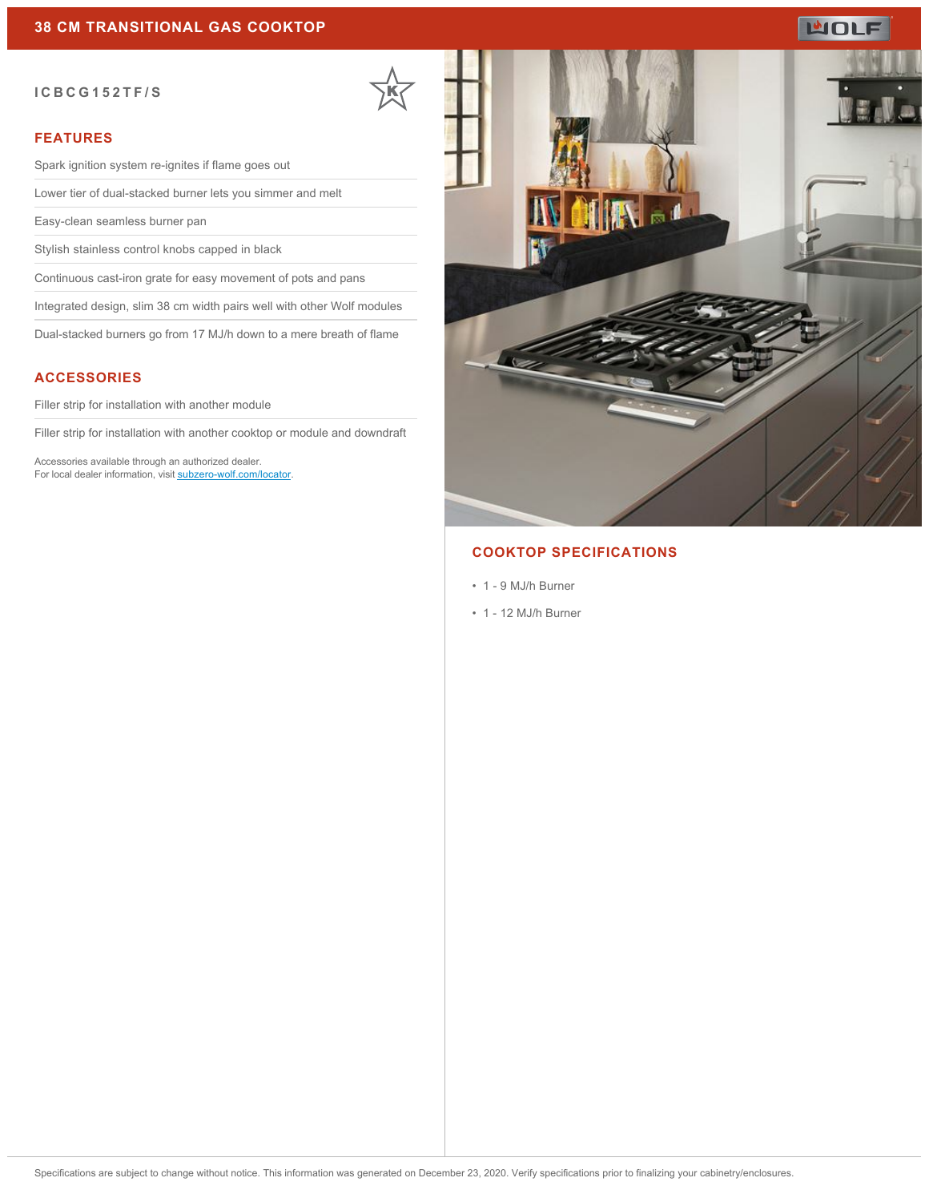# 38 CM TRANSITIONAL GAS COOKTOP

WOLF

ICBCG152TF/S

## FEATURES

- Spark ignition system re-ignites if flame goes out
- Lower tier of dual-stacked burner lets you simmer and melt
- Easy-clean seamless burner pan
- Stylish stainless control knobs capped in black
- Continuous cast-iron grate for easy movement of pots and pans
- Integrated design, slim 38 cm width pairs well with other Wolf modules
- Dual-stacked burners go from 17 MJ/h down to a mere breath of flame

## ACCESSORIES

- Filler strip for installation with another module
- Filler strip for installation with another cooktop or module and downdraft

Accessories available through an authorized dealer.
For local dealer information, visit [subzero-wolf.com/locator](subzero-wolf.com/locator).

## COOKTOP SPECIFICATIONS

- 1 - 9 MJ/h Burner
- 1 - 12 MJ/h Burner

Specifications are subject to change without notice. This information was generated on December 23, 2020. Verify specifications prior to finalizing your cabinetry/enclosures.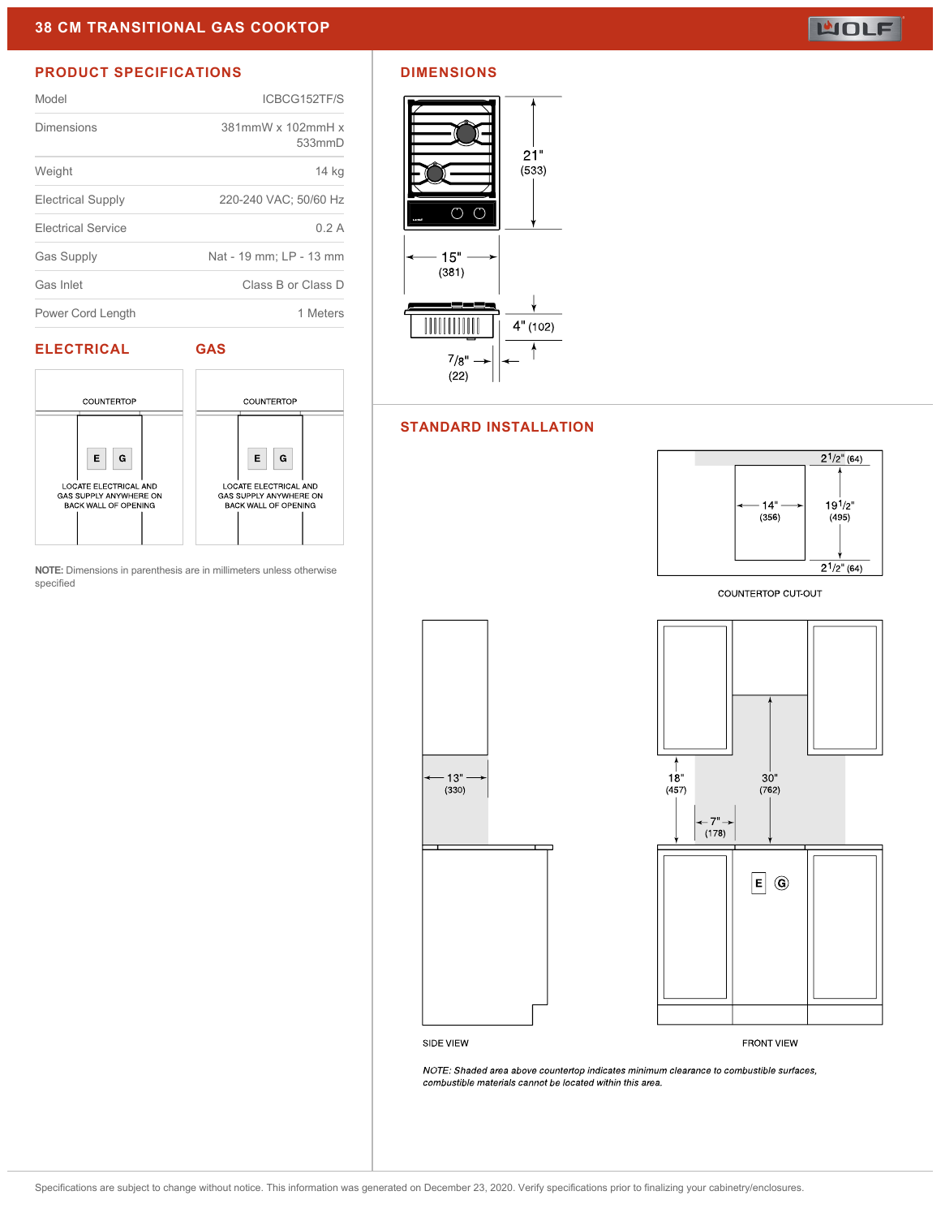# 38 CM TRANSITIONAL GAS COOKTOP

## PRODUCT SPECIFICATIONS

| | |
|---|---|
| Model | ICBCG152TF/S |
| Dimensions | 381mmW x 102mmH x 533mmD |
| Weight | 14 kg |
| Electrical Supply | 220-240 VAC; 50/60 Hz |
| Electrical Service | 0.2 A |
| Gas Supply | Nat - 19 mm; LP - 13 mm |
| Gas Inlet | Class B or Class D |
| Power Cord Length | 1 Meters |

## ELECTRICAL

COUNTERTOP

E G

LOCATE ELECTRICAL AND GAS SUPPLY ANYWHERE ON BACK WALL OF OPENING

## GAS

COUNTERTOP

E G

LOCATE ELECTRICAL AND GAS SUPPLY ANYWHERE ON BACK WALL OF OPENING

**NOTE:** Dimensions in parenthesis are in millimeters unless otherwise specified

## DIMENSIONS

21" (533)

15" (381)

4" (102)

7/8" (22)

## STANDARD INSTALLATION

2 1/2" (64)

14" (356)

19 1/2" (495)

2 1/2" (64)

COUNTERTOP CUT-OUT

13" (330)

SIDE VIEW

18" (457)

30" (762)

7" (178)

E G

FRONT VIEW

*NOTE: Shaded area above countertop indicates minimum clearance to combustible surfaces, combustible materials cannot be located within this area.*

Specifications are subject to change without notice. This information was generated on December 23, 2020. Verify specifications prior to finalizing your cabinetry/enclosures.